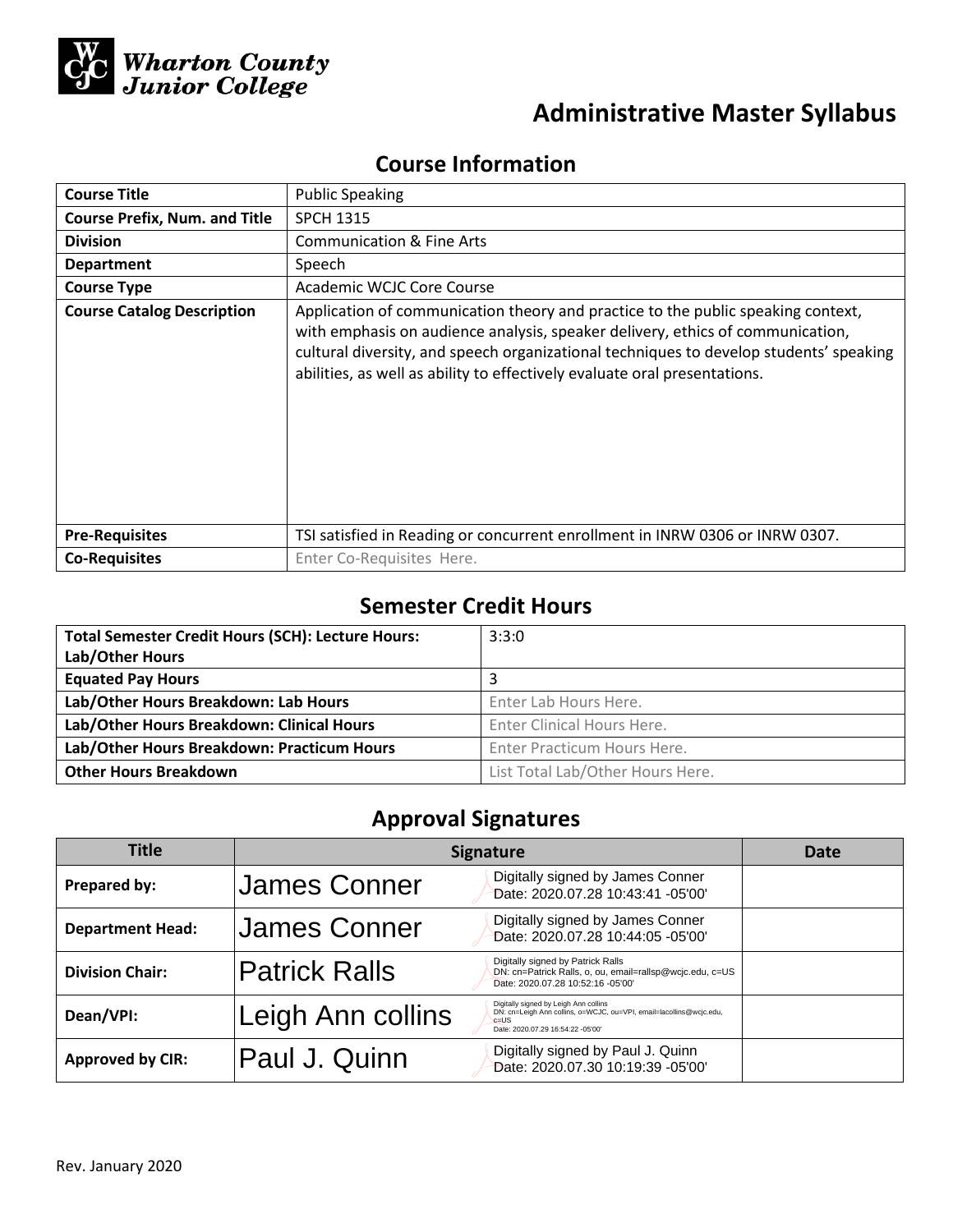Wharton County Junior College

# Administrative Master Syllabus

## Course Information

| Course Title | Public Speaking |
|---|---|
| Course Prefix, Num. and Title | SPCH 1315 |
| Division | Communication & Fine Arts |
| Department | Speech |
| Course Type | Academic WCJC Core Course |
| Course Catalog Description | Application of communication theory and practice to the public speaking context, with emphasis on audience analysis, speaker delivery, ethics of communication, cultural diversity, and speech organizational techniques to develop students' speaking abilities, as well as ability to effectively evaluate oral presentations. |
| Pre-Requisites | TSI satisfied in Reading or concurrent enrollment in INRW 0306 or INRW 0307. |
| Co-Requisites | Enter Co-Requisites Here. |

## Semester Credit Hours

| Total Semester Credit Hours (SCH): Lecture Hours: Lab/Other Hours | 3:3:0 |
|---|---|
| Equated Pay Hours | 3 |
| Lab/Other Hours Breakdown: Lab Hours | Enter Lab Hours Here. |
| Lab/Other Hours Breakdown: Clinical Hours | Enter Clinical Hours Here. |
| Lab/Other Hours Breakdown: Practicum Hours | Enter Practicum Hours Here. |
| Other Hours Breakdown | List Total Lab/Other Hours Here. |

## Approval Signatures

| Title | Signature | Date |
|---|---|---|
| Prepared by: | James Conner — Digitally signed by James Conner Date: 2020.07.28 10:43:41 -05'00' | |
| Department Head: | James Conner — Digitally signed by James Conner Date: 2020.07.28 10:44:05 -05'00' | |
| Division Chair: | Patrick Ralls — Digitally signed by Patrick Ralls DN: cn=Patrick Ralls, o, ou, email=rallsp@wcjc.edu, c=US Date: 2020.07.28 10:52:16 -05'00' | |
| Dean/VPI: | Leigh Ann collins — Digitally signed by Leigh Ann collins DN: cn=Leigh Ann collins, o=WCJC, ou=VPI, email=lacollins@wcjc.edu, c=US Date: 2020.07.29 16:54:22 -05'00' | |
| Approved by CIR: | Paul J. Quinn — Digitally signed by Paul J. Quinn Date: 2020.07.30 10:19:39 -05'00' | |

Rev. January 2020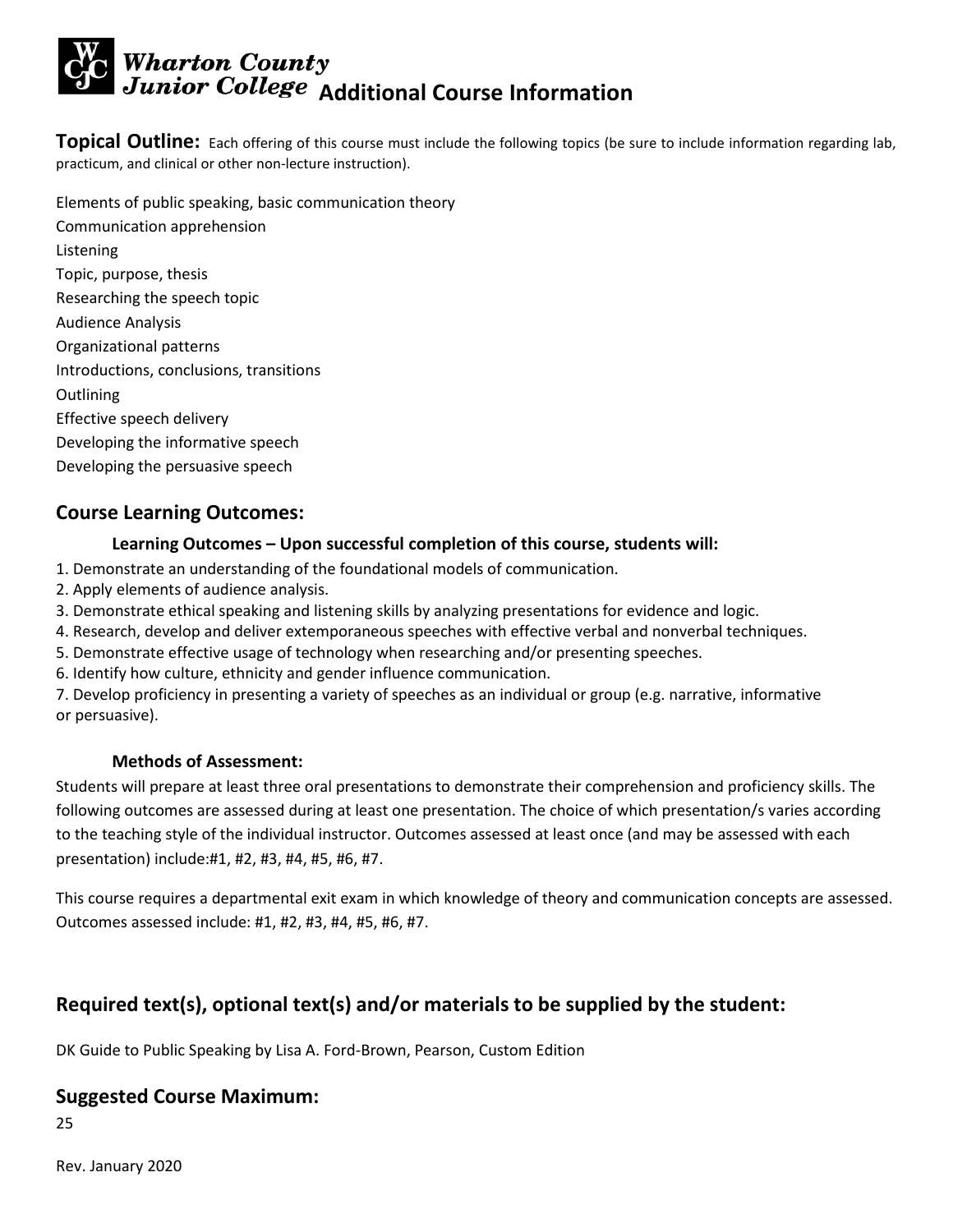# Wharton County Junior College Additional Course Information

**Topical Outline:** Each offering of this course must include the following topics (be sure to include information regarding lab, practicum, and clinical or other non-lecture instruction).

Elements of public speaking, basic communication theory
Communication apprehension
Listening
Topic, purpose, thesis
Researching the speech topic
Audience Analysis
Organizational patterns
Introductions, conclusions, transitions
Outlining
Effective speech delivery
Developing the informative speech
Developing the persuasive speech

## Course Learning Outcomes:

### Learning Outcomes – Upon successful completion of this course, students will:

1. Demonstrate an understanding of the foundational models of communication.
2. Apply elements of audience analysis.
3. Demonstrate ethical speaking and listening skills by analyzing presentations for evidence and logic.
4. Research, develop and deliver extemporaneous speeches with effective verbal and nonverbal techniques.
5. Demonstrate effective usage of technology when researching and/or presenting speeches.
6. Identify how culture, ethnicity and gender influence communication.
7. Develop proficiency in presenting a variety of speeches as an individual or group (e.g. narrative, informative or persuasive).

### Methods of Assessment:

Students will prepare at least three oral presentations to demonstrate their comprehension and proficiency skills. The following outcomes are assessed during at least one presentation. The choice of which presentation/s varies according to the teaching style of the individual instructor. Outcomes assessed at least once (and may be assessed with each presentation) include:#1, #2, #3, #4, #5, #6, #7.

This course requires a departmental exit exam in which knowledge of theory and communication concepts are assessed. Outcomes assessed include: #1, #2, #3, #4, #5, #6, #7.

## Required text(s), optional text(s) and/or materials to be supplied by the student:

DK Guide to Public Speaking by Lisa A. Ford-Brown, Pearson, Custom Edition

## Suggested Course Maximum:

25

Rev. January 2020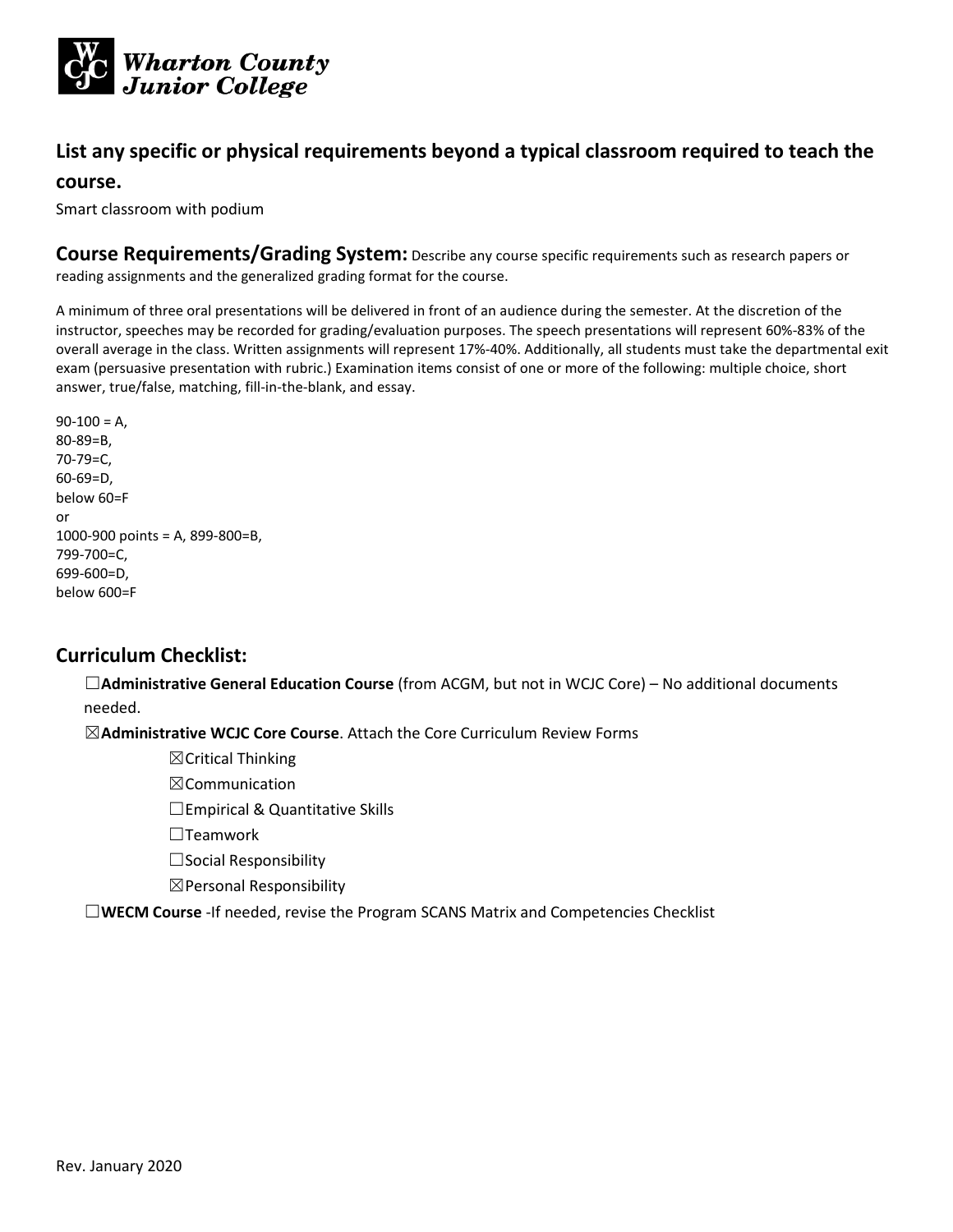## List any specific or physical requirements beyond a typical classroom required to teach the course.

Smart classroom with podium

**Course Requirements/Grading System:** Describe any course specific requirements such as research papers or reading assignments and the generalized grading format for the course.

A minimum of three oral presentations will be delivered in front of an audience during the semester. At the discretion of the instructor, speeches may be recorded for grading/evaluation purposes. The speech presentations will represent 60%-83% of the overall average in the class. Written assignments will represent 17%-40%. Additionally, all students must take the departmental exit exam (persuasive presentation with rubric.) Examination items consist of one or more of the following: multiple choice, short answer, true/false, matching, fill-in-the-blank, and essay.

90-100 = A,
80-89=B,
70-79=C,
60-69=D,
below 60=F
or
1000-900 points = A, 899-800=B,
799-700=C,
699-600=D,
below 600=F

## Curriculum Checklist:

☐**Administrative General Education Course** (from ACGM, but not in WCJC Core) – No additional documents needed.

☒**Administrative WCJC Core Course**. Attach the Core Curriculum Review Forms

- ☒Critical Thinking
- ☒Communication
- ☐Empirical & Quantitative Skills
- ☐Teamwork
- ☐Social Responsibility
- ☒Personal Responsibility

☐**WECM Course** -If needed, revise the Program SCANS Matrix and Competencies Checklist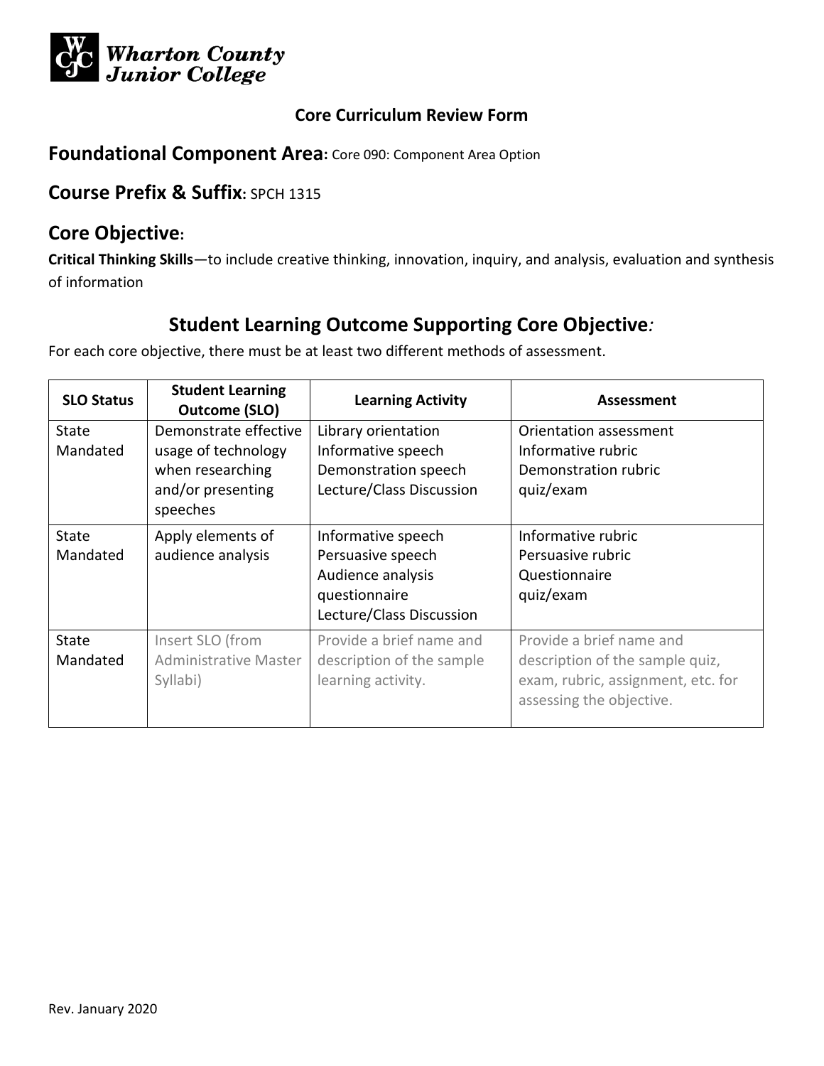Wharton County Junior College

**Core Curriculum Review Form**

## Foundational Component Area: Core 090: Component Area Option

## Course Prefix & Suffix: SPCH 1315

## Core Objective:

**Critical Thinking Skills**—to include creative thinking, innovation, inquiry, and analysis, evaluation and synthesis of information

## Student Learning Outcome Supporting Core Objective*:*

For each core objective, there must be at least two different methods of assessment.

| SLO Status | Student Learning Outcome (SLO) | Learning Activity | Assessment |
|---|---|---|---|
| State Mandated | Demonstrate effective usage of technology when researching and/or presenting speeches | Library orientation<br>Informative speech<br>Demonstration speech<br>Lecture/Class Discussion | Orientation assessment<br>Informative rubric<br>Demonstration rubric<br>quiz/exam |
| State Mandated | Apply elements of audience analysis | Informative speech<br>Persuasive speech<br>Audience analysis questionnaire<br>Lecture/Class Discussion | Informative rubric<br>Persuasive rubric<br>Questionnaire<br>quiz/exam |
| State Mandated | Insert SLO (from Administrative Master Syllabi) | Provide a brief name and description of the sample learning activity. | Provide a brief name and description of the sample quiz, exam, rubric, assignment, etc. for assessing the objective. |

Rev. January 2020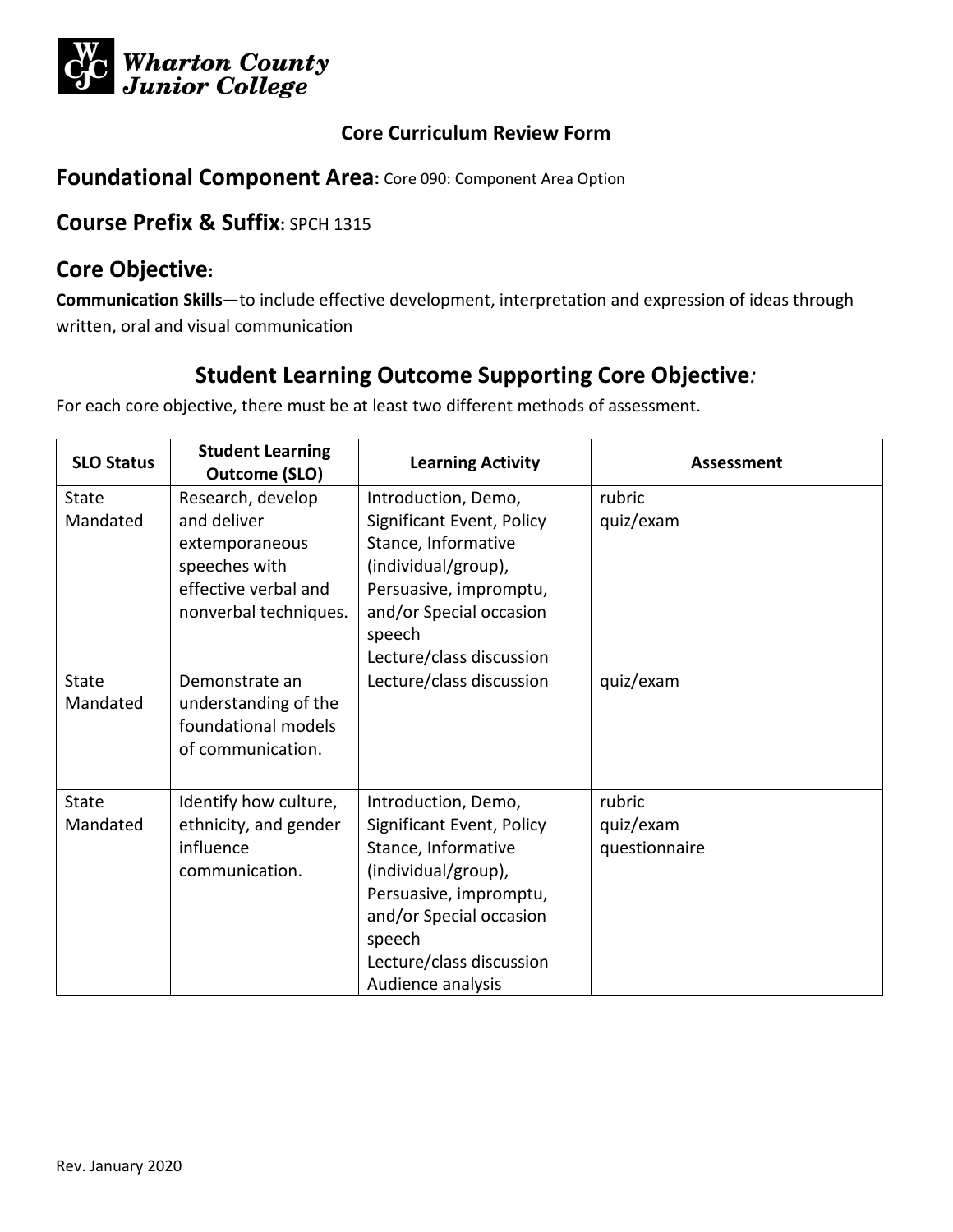Wharton County Junior College

**Core Curriculum Review Form**

## Foundational Component Area: Core 090: Component Area Option

## Course Prefix & Suffix: SPCH 1315

## Core Objective:

**Communication Skills**—to include effective development, interpretation and expression of ideas through written, oral and visual communication

## Student Learning Outcome Supporting Core Objective:

For each core objective, there must be at least two different methods of assessment.

| SLO Status | Student Learning Outcome (SLO) | Learning Activity | Assessment |
|---|---|---|---|
| State Mandated | Research, develop and deliver extemporaneous speeches with effective verbal and nonverbal techniques. | Introduction, Demo, Significant Event, Policy Stance, Informative (individual/group), Persuasive, impromptu, and/or Special occasion speech<br>Lecture/class discussion | rubric<br>quiz/exam |
| State Mandated | Demonstrate an understanding of the foundational models of communication. | Lecture/class discussion | quiz/exam |
| State Mandated | Identify how culture, ethnicity, and gender influence communication. | Introduction, Demo, Significant Event, Policy Stance, Informative (individual/group), Persuasive, impromptu, and/or Special occasion speech<br>Lecture/class discussion<br>Audience analysis | rubric<br>quiz/exam<br>questionnaire |

Rev. January 2020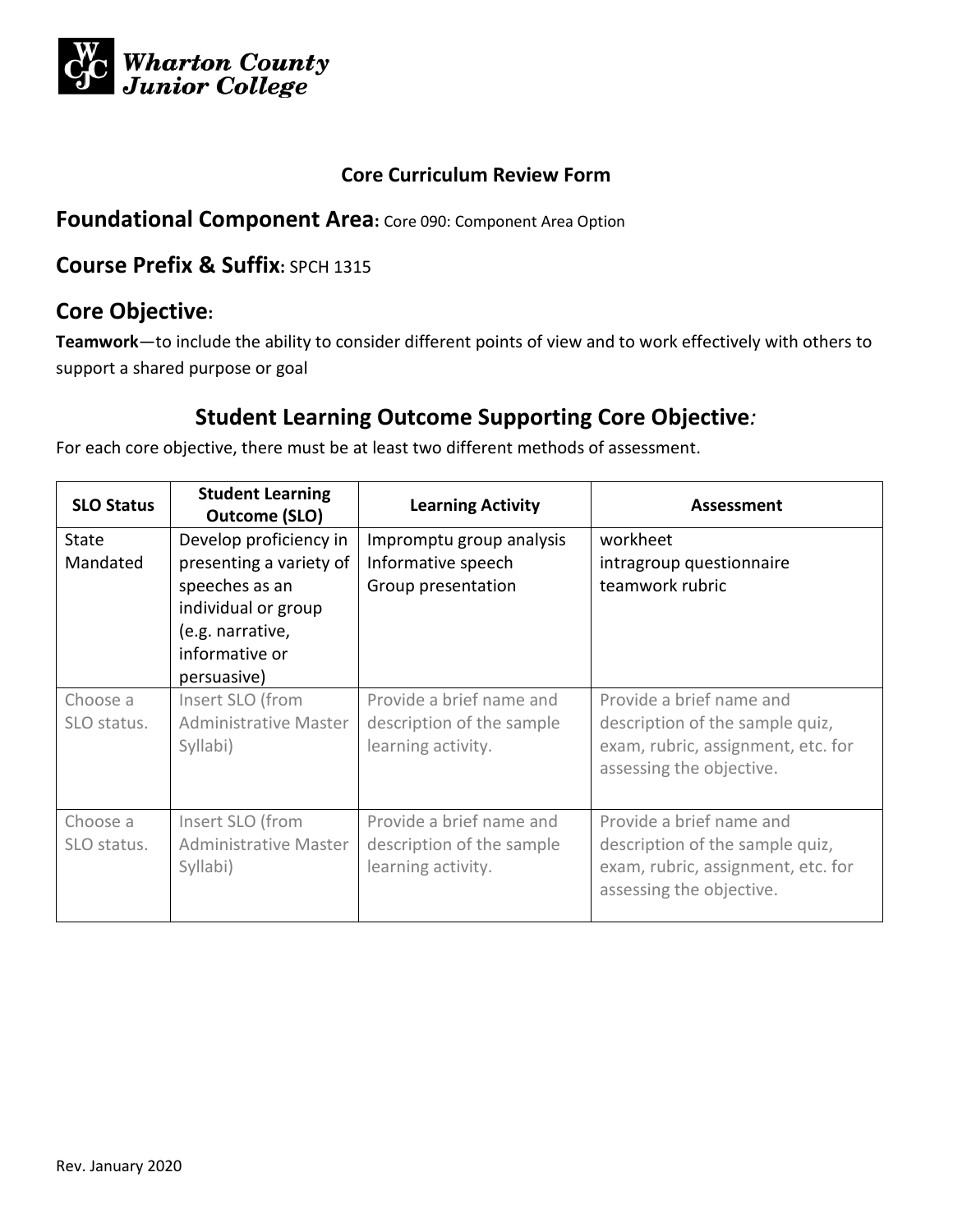Wharton County Junior College

**Core Curriculum Review Form**

## Foundational Component Area: Core 090: Component Area Option

## Course Prefix & Suffix: SPCH 1315

## Core Objective:

**Teamwork**—to include the ability to consider different points of view and to work effectively with others to support a shared purpose or goal

## Student Learning Outcome Supporting Core Objective:

For each core objective, there must be at least two different methods of assessment.

| SLO Status | Student Learning Outcome (SLO) | Learning Activity | Assessment |
|---|---|---|---|
| State Mandated | Develop proficiency in presenting a variety of speeches as an individual or group (e.g. narrative, informative or persuasive) | Impromptu group analysis<br>Informative speech<br>Group presentation | workheet<br>intragroup questionnaire<br>teamwork rubric |
| Choose a SLO status. | Insert SLO (from Administrative Master Syllabi) | Provide a brief name and description of the sample learning activity. | Provide a brief name and description of the sample quiz, exam, rubric, assignment, etc. for assessing the objective. |
| Choose a SLO status. | Insert SLO (from Administrative Master Syllabi) | Provide a brief name and description of the sample learning activity. | Provide a brief name and description of the sample quiz, exam, rubric, assignment, etc. for assessing the objective. |

Rev. January 2020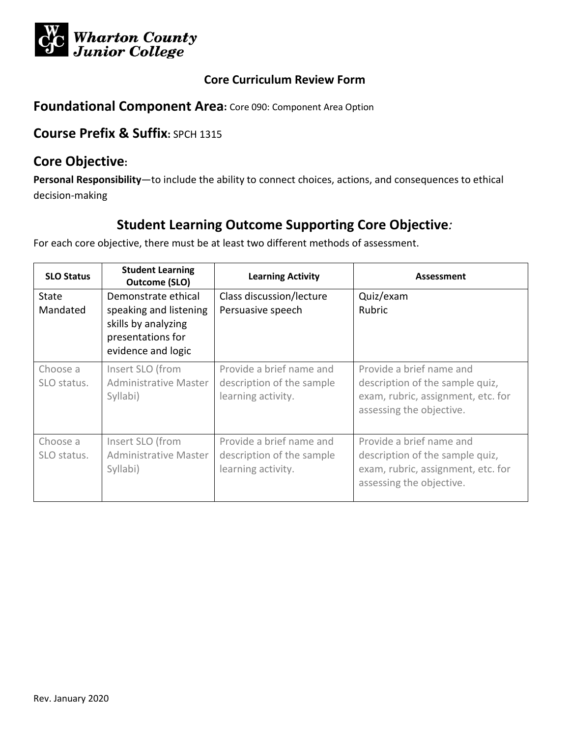**Wharton County Junior College**

## Core Curriculum Review Form

# Foundational Component Area: Core 090: Component Area Option

# Course Prefix & Suffix: SPCH 1315

# Core Objective:

**Personal Responsibility**—to include the ability to connect choices, actions, and consequences to ethical decision-making

## Student Learning Outcome Supporting Core Objective*:*

For each core objective, there must be at least two different methods of assessment.

| SLO Status | Student Learning Outcome (SLO) | Learning Activity | Assessment |
|---|---|---|---|
| State Mandated | Demonstrate ethical speaking and listening skills by analyzing presentations for evidence and logic | Class discussion/lecture<br>Persuasive speech | Quiz/exam<br>Rubric |
| Choose a SLO status. | Insert SLO (from Administrative Master Syllabi) | Provide a brief name and description of the sample learning activity. | Provide a brief name and description of the sample quiz, exam, rubric, assignment, etc. for assessing the objective. |
| Choose a SLO status. | Insert SLO (from Administrative Master Syllabi) | Provide a brief name and description of the sample learning activity. | Provide a brief name and description of the sample quiz, exam, rubric, assignment, etc. for assessing the objective. |

Rev. January 2020